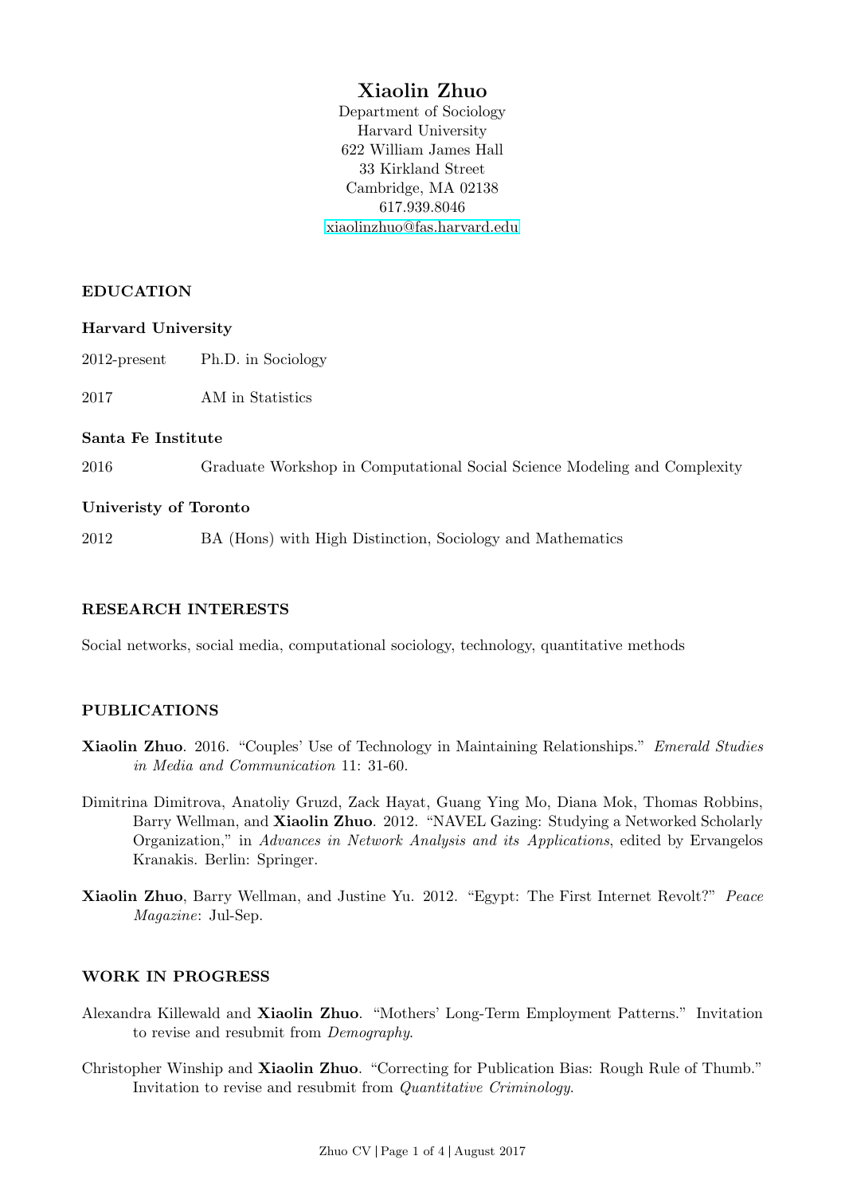# Xiaolin Zhuo

Department of Sociology
Harvard University
622 William James Hall
33 Kirkland Street
Cambridge, MA 02138
617.939.8046
xiaolinzhuo@fas.harvard.edu

## EDUCATION

### Harvard University

2012-present Ph.D. in Sociology

2017 AM in Statistics

### Santa Fe Institute

2016 Graduate Workshop in Computational Social Science Modeling and Complexity

### Univeristy of Toronto

2012 BA (Hons) with High Distinction, Sociology and Mathematics

## RESEARCH INTERESTS

Social networks, social media, computational sociology, technology, quantitative methods

## PUBLICATIONS

**Xiaolin Zhuo**. 2016. "Couples' Use of Technology in Maintaining Relationships." *Emerald Studies in Media and Communication* 11: 31-60.

Dimitrina Dimitrova, Anatoliy Gruzd, Zack Hayat, Guang Ying Mo, Diana Mok, Thomas Robbins, Barry Wellman, and **Xiaolin Zhuo**. 2012. "NAVEL Gazing: Studying a Networked Scholarly Organization," in *Advances in Network Analysis and its Applications*, edited by Ervangelos Kranakis. Berlin: Springer.

**Xiaolin Zhuo**, Barry Wellman, and Justine Yu. 2012. "Egypt: The First Internet Revolt?" *Peace Magazine*: Jul-Sep.

## WORK IN PROGRESS

Alexandra Killewald and **Xiaolin Zhuo**. "Mothers' Long-Term Employment Patterns." Invitation to revise and resubmit from *Demography*.

Christopher Winship and **Xiaolin Zhuo**. "Correcting for Publication Bias: Rough Rule of Thumb." Invitation to revise and resubmit from *Quantitative Criminology*.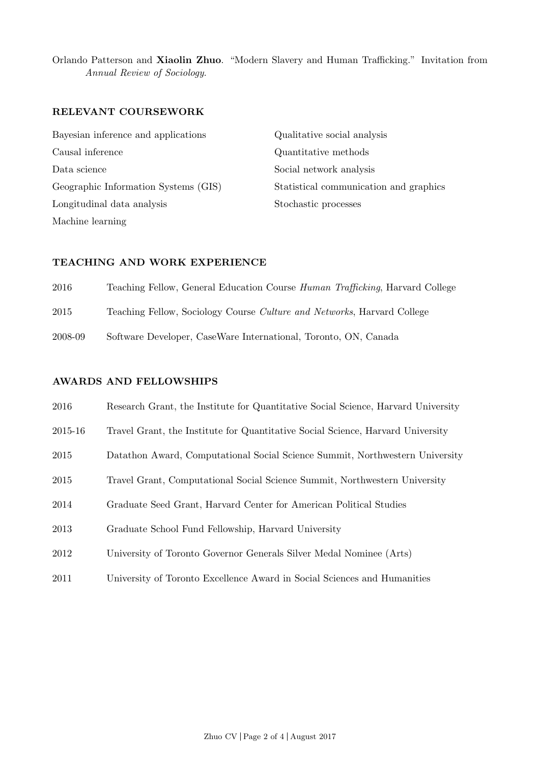Orlando Patterson and **Xiaolin Zhuo**. "Modern Slavery and Human Trafficking." Invitation from *Annual Review of Sociology*.

## RELEVANT COURSEWORK

- Bayesian inference and applications
- Causal inference
- Data science
- Geographic Information Systems (GIS)
- Longitudinal data analysis
- Machine learning
- Qualitative social analysis
- Quantitative methods
- Social network analysis
- Statistical communication and graphics
- Stochastic processes

## TEACHING AND WORK EXPERIENCE

2016 Teaching Fellow, General Education Course *Human Trafficking*, Harvard College

2015 Teaching Fellow, Sociology Course *Culture and Networks*, Harvard College

2008-09 Software Developer, CaseWare International, Toronto, ON, Canada

## AWARDS AND FELLOWSHIPS

2016 Research Grant, the Institute for Quantitative Social Science, Harvard University

2015-16 Travel Grant, the Institute for Quantitative Social Science, Harvard University

2015 Datathon Award, Computational Social Science Summit, Northwestern University

2015 Travel Grant, Computational Social Science Summit, Northwestern University

2014 Graduate Seed Grant, Harvard Center for American Political Studies

2013 Graduate School Fund Fellowship, Harvard University

2012 University of Toronto Governor Generals Silver Medal Nominee (Arts)

2011 University of Toronto Excellence Award in Social Sciences and Humanities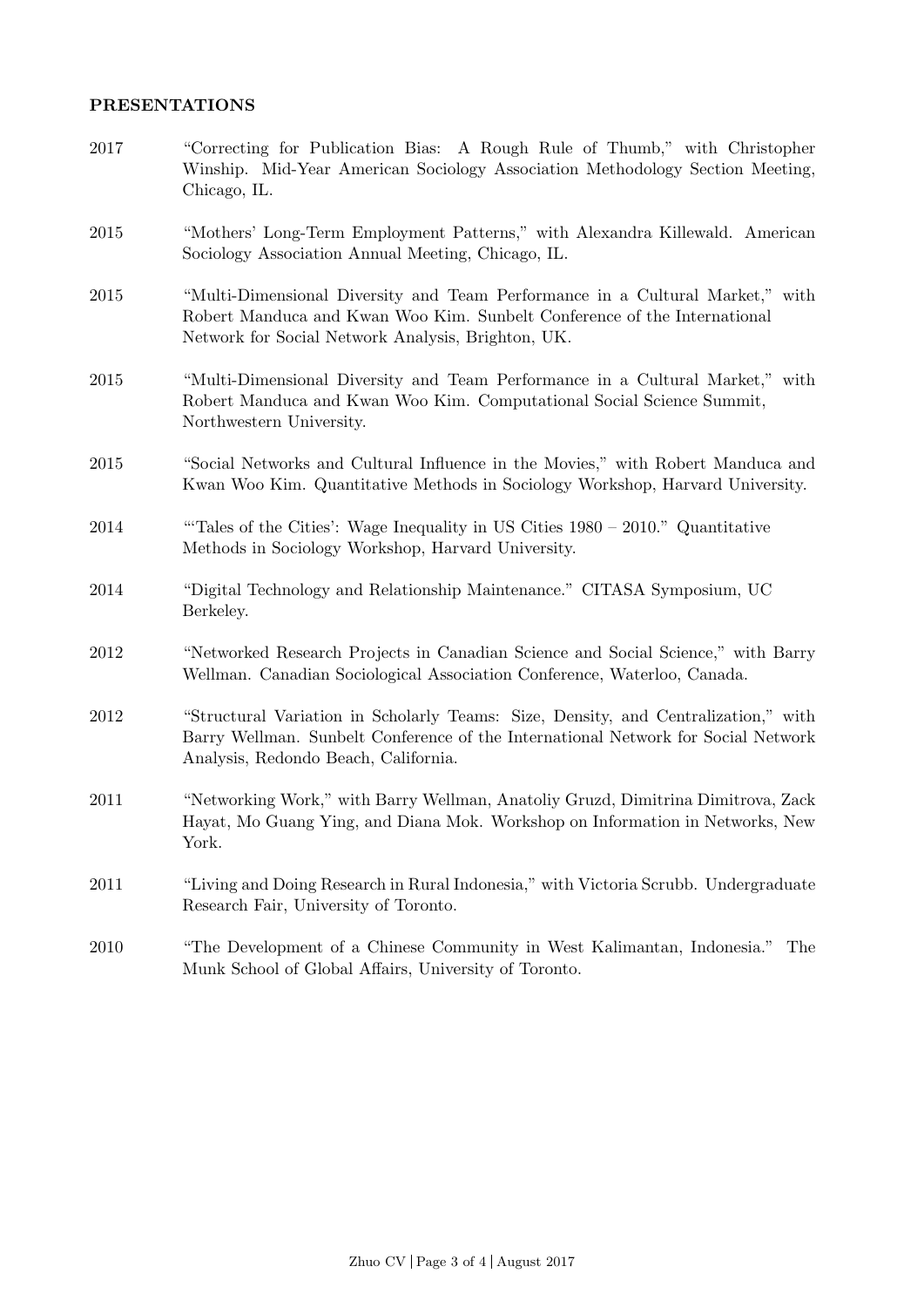## PRESENTATIONS

2017 "Correcting for Publication Bias: A Rough Rule of Thumb," with Christopher Winship. Mid-Year American Sociology Association Methodology Section Meeting, Chicago, IL.

2015 "Mothers' Long-Term Employment Patterns," with Alexandra Killewald. American Sociology Association Annual Meeting, Chicago, IL.

2015 "Multi-Dimensional Diversity and Team Performance in a Cultural Market," with Robert Manduca and Kwan Woo Kim. Sunbelt Conference of the International Network for Social Network Analysis, Brighton, UK.

2015 "Multi-Dimensional Diversity and Team Performance in a Cultural Market," with Robert Manduca and Kwan Woo Kim. Computational Social Science Summit, Northwestern University.

2015 "Social Networks and Cultural Influence in the Movies," with Robert Manduca and Kwan Woo Kim. Quantitative Methods in Sociology Workshop, Harvard University.

2014 "'Tales of the Cities': Wage Inequality in US Cities 1980 – 2010." Quantitative Methods in Sociology Workshop, Harvard University.

2014 "Digital Technology and Relationship Maintenance." CITASA Symposium, UC Berkeley.

2012 "Networked Research Projects in Canadian Science and Social Science," with Barry Wellman. Canadian Sociological Association Conference, Waterloo, Canada.

2012 "Structural Variation in Scholarly Teams: Size, Density, and Centralization," with Barry Wellman. Sunbelt Conference of the International Network for Social Network Analysis, Redondo Beach, California.

2011 "Networking Work," with Barry Wellman, Anatoliy Gruzd, Dimitrina Dimitrova, Zack Hayat, Mo Guang Ying, and Diana Mok. Workshop on Information in Networks, New York.

2011 "Living and Doing Research in Rural Indonesia," with Victoria Scrubb. Undergraduate Research Fair, University of Toronto.

2010 "The Development of a Chinese Community in West Kalimantan, Indonesia." The Munk School of Global Affairs, University of Toronto.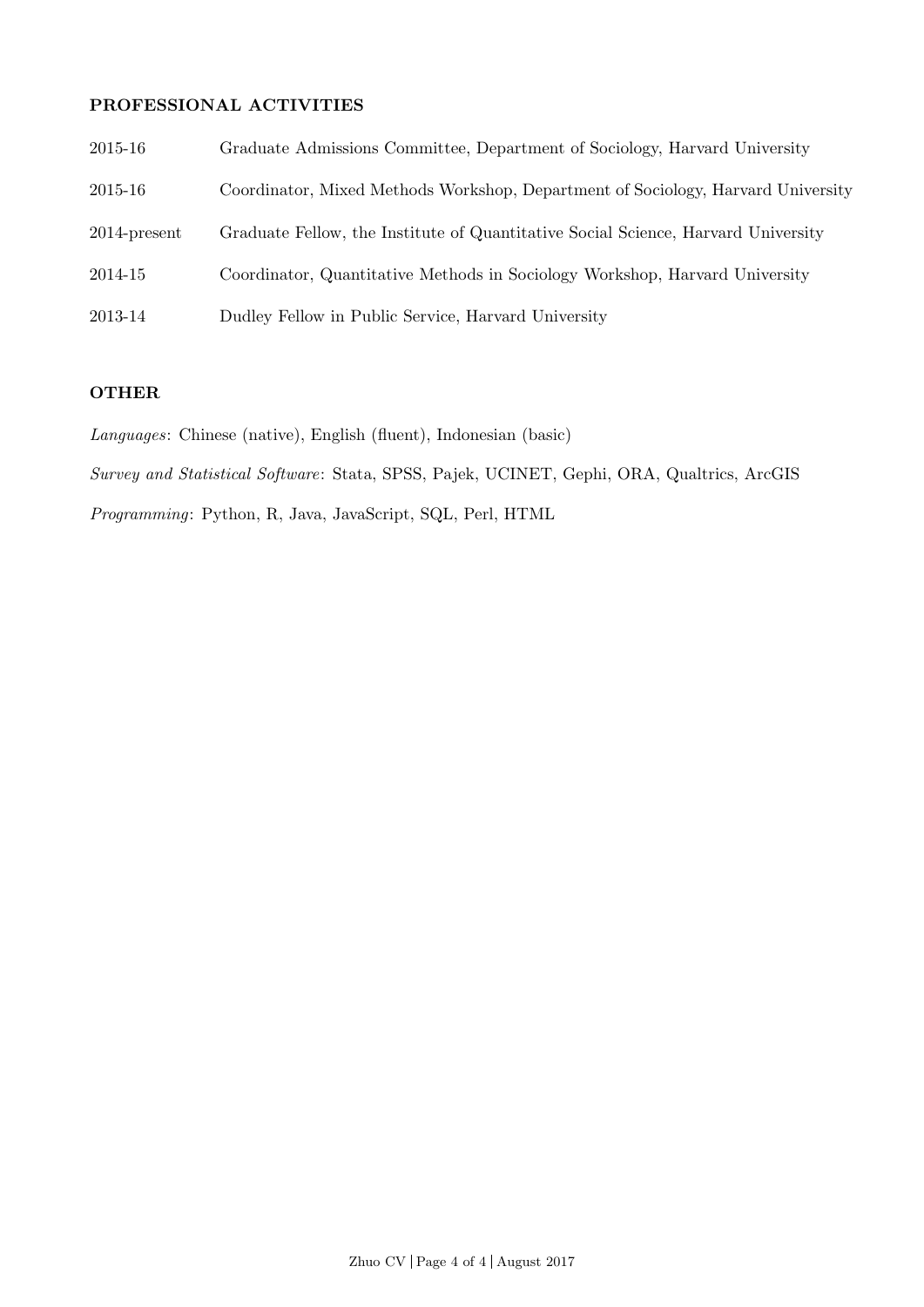## PROFESSIONAL ACTIVITIES

| | |
|---|---|
| 2015-16 | Graduate Admissions Committee, Department of Sociology, Harvard University |
| 2015-16 | Coordinator, Mixed Methods Workshop, Department of Sociology, Harvard University |
| 2014-present | Graduate Fellow, the Institute of Quantitative Social Science, Harvard University |
| 2014-15 | Coordinator, Quantitative Methods in Sociology Workshop, Harvard University |
| 2013-14 | Dudley Fellow in Public Service, Harvard University |

## OTHER

*Languages*: Chinese (native), English (fluent), Indonesian (basic)

*Survey and Statistical Software*: Stata, SPSS, Pajek, UCINET, Gephi, ORA, Qualtrics, ArcGIS

*Programming*: Python, R, Java, JavaScript, SQL, Perl, HTML